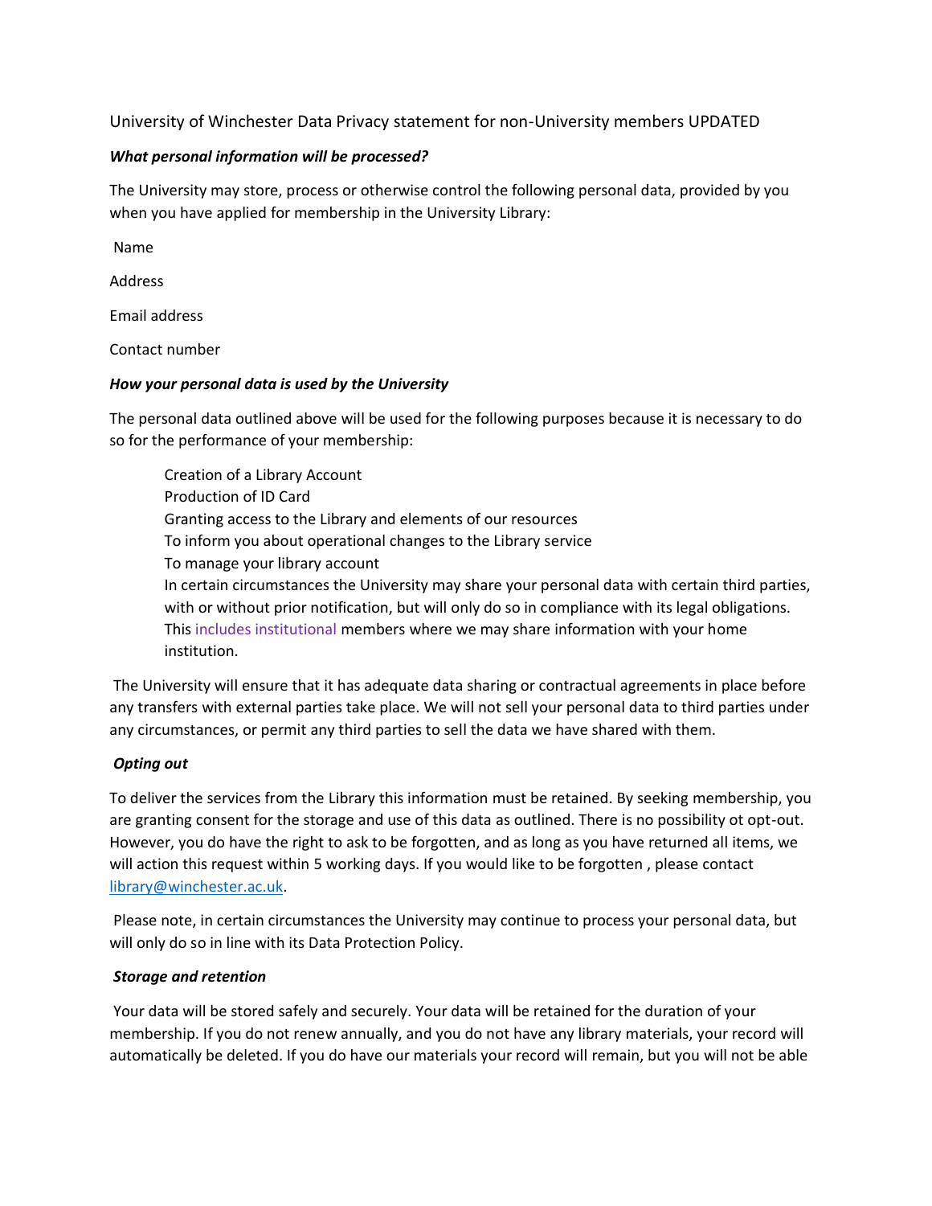University of Winchester Data Privacy statement for non-University members UPDATED

***What personal information will be processed?***

The University may store, process or otherwise control the following personal data, provided by you when you have applied for membership in the University Library:

Name

Address

Email address

Contact number

***How your personal data is used by the University***

The personal data outlined above will be used for the following purposes because it is necessary to do so for the performance of your membership:

Creation of a Library Account
Production of ID Card
Granting access to the Library and elements of our resources
To inform you about operational changes to the Library service
To manage your library account
In certain circumstances the University may share your personal data with certain third parties, with or without prior notification, but will only do so in compliance with its legal obligations. This includes institutional members where we may share information with your home institution.

The University will ensure that it has adequate data sharing or contractual agreements in place before any transfers with external parties take place. We will not sell your personal data to third parties under any circumstances, or permit any third parties to sell the data we have shared with them.

***Opting out***

To deliver the services from the Library this information must be retained. By seeking membership, you are granting consent for the storage and use of this data as outlined. There is no possibility ot opt-out. However, you do have the right to ask to be forgotten, and as long as you have returned all items, we will action this request within 5 working days. If you would like to be forgotten , please contact library@winchester.ac.uk.

Please note, in certain circumstances the University may continue to process your personal data, but will only do so in line with its Data Protection Policy.

***Storage and retention***

Your data will be stored safely and securely. Your data will be retained for the duration of your membership. If you do not renew annually, and you do not have any library materials, your record will automatically be deleted. If you do have our materials your record will remain, but you will not be able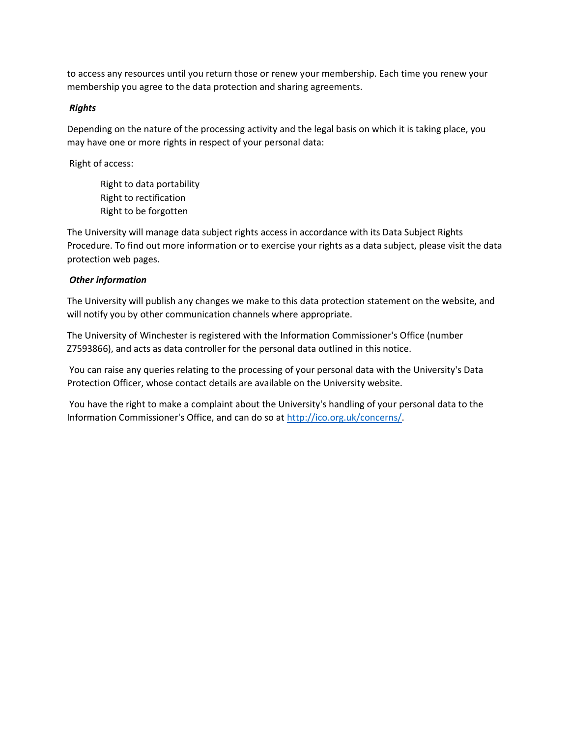to access any resources until you return those or renew your membership. Each time you renew your membership you agree to the data protection and sharing agreements.

***Rights***

Depending on the nature of the processing activity and the legal basis on which it is taking place, you may have one or more rights in respect of your personal data:

Right of access:

- Right to data portability
- Right to rectification
- Right to be forgotten

The University will manage data subject rights access in accordance with its Data Subject Rights Procedure. To find out more information or to exercise your rights as a data subject, please visit the data protection web pages.

***Other information***

The University will publish any changes we make to this data protection statement on the website, and will notify you by other communication channels where appropriate.

The University of Winchester is registered with the Information Commissioner's Office (number Z7593866), and acts as data controller for the personal data outlined in this notice.

You can raise any queries relating to the processing of your personal data with the University's Data Protection Officer, whose contact details are available on the University website.

You have the right to make a complaint about the University's handling of your personal data to the Information Commissioner's Office, and can do so at [http://ico.org.uk/concerns/](http://ico.org.uk/concerns/).